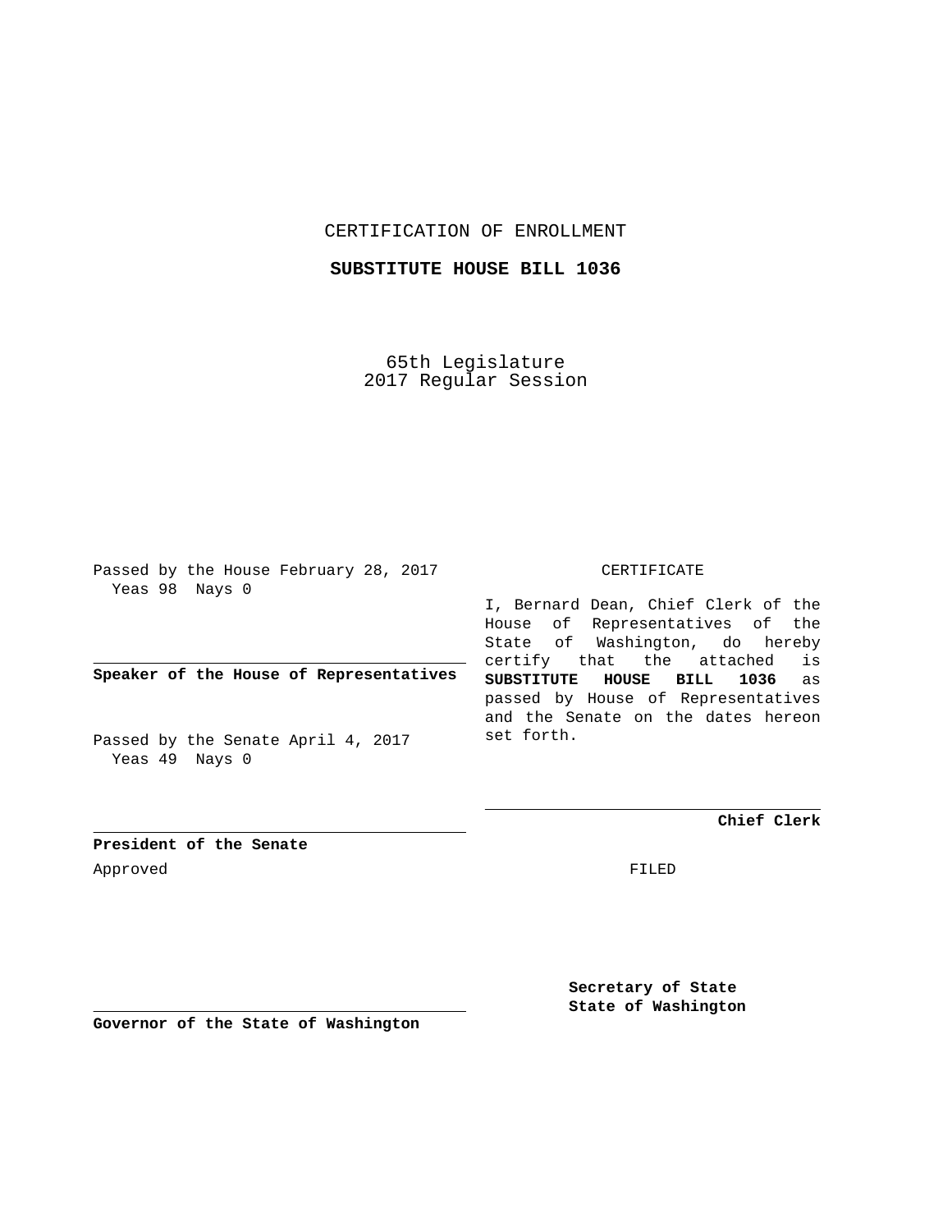CERTIFICATION OF ENROLLMENT

**SUBSTITUTE HOUSE BILL 1036**

65th Legislature
2017 Regular Session

Passed by the House February 28, 2017
Yeas 98 Nays 0

**Speaker of the House of Representatives**

Passed by the Senate April 4, 2017
Yeas 49 Nays 0

**President of the Senate**

Approved

**Governor of the State of Washington**

CERTIFICATE

I, Bernard Dean, Chief Clerk of the House of Representatives of the State of Washington, do hereby certify that the attached is **SUBSTITUTE HOUSE BILL 1036** as passed by House of Representatives and the Senate on the dates hereon set forth.

**Chief Clerk**

FILED

**Secretary of State**
**State of Washington**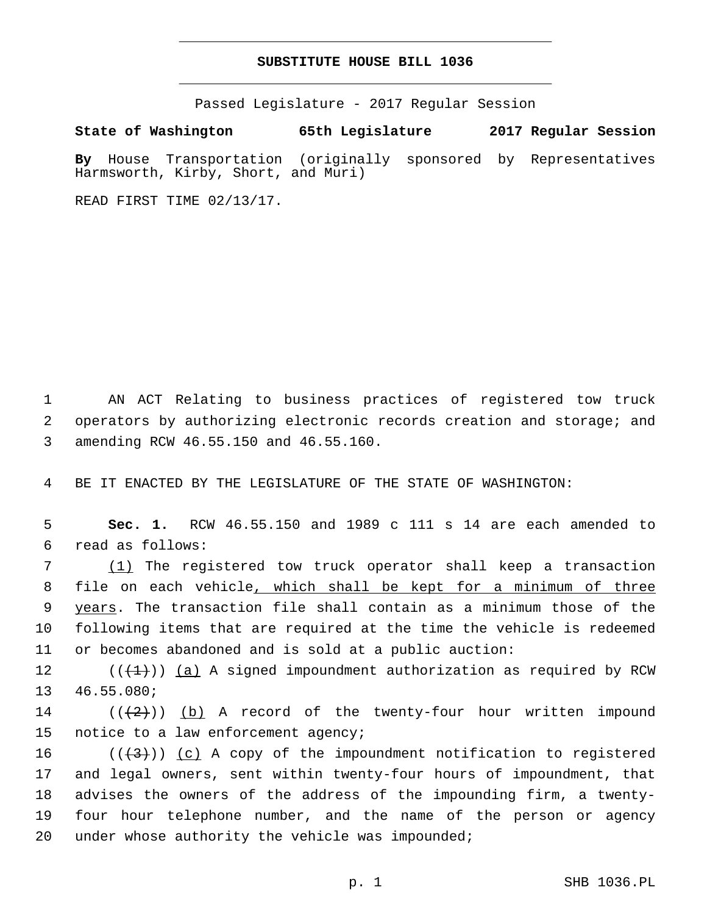**SUBSTITUTE HOUSE BILL 1036**

Passed Legislature - 2017 Regular Session

**State of Washington 65th Legislature 2017 Regular Session**

**By** House Transportation (originally sponsored by Representatives Harmsworth, Kirby, Short, and Muri)

READ FIRST TIME 02/13/17.

1 AN ACT Relating to business practices of registered tow truck 2 operators by authorizing electronic records creation and storage; and 3 amending RCW 46.55.150 and 46.55.160.

4 BE IT ENACTED BY THE LEGISLATURE OF THE STATE OF WASHINGTON:

5 **Sec. 1.** RCW 46.55.150 and 1989 c 111 s 14 are each amended to 6 read as follows:

7 (1) The registered tow truck operator shall keep a transaction 8 file on each vehicle, which shall be kept for a minimum of three 9 years. The transaction file shall contain as a minimum those of the 10 following items that are required at the time the vehicle is redeemed 11 or becomes abandoned and is sold at a public auction:

12 ((~~(1)~~)) (a) A signed impoundment authorization as required by RCW 13 46.55.080;

14 ((~~(2)~~)) (b) A record of the twenty-four hour written impound 15 notice to a law enforcement agency;

16 ((~~(3)~~)) (c) A copy of the impoundment notification to registered 17 and legal owners, sent within twenty-four hours of impoundment, that 18 advises the owners of the address of the impounding firm, a twenty-19 four hour telephone number, and the name of the person or agency 20 under whose authority the vehicle was impounded;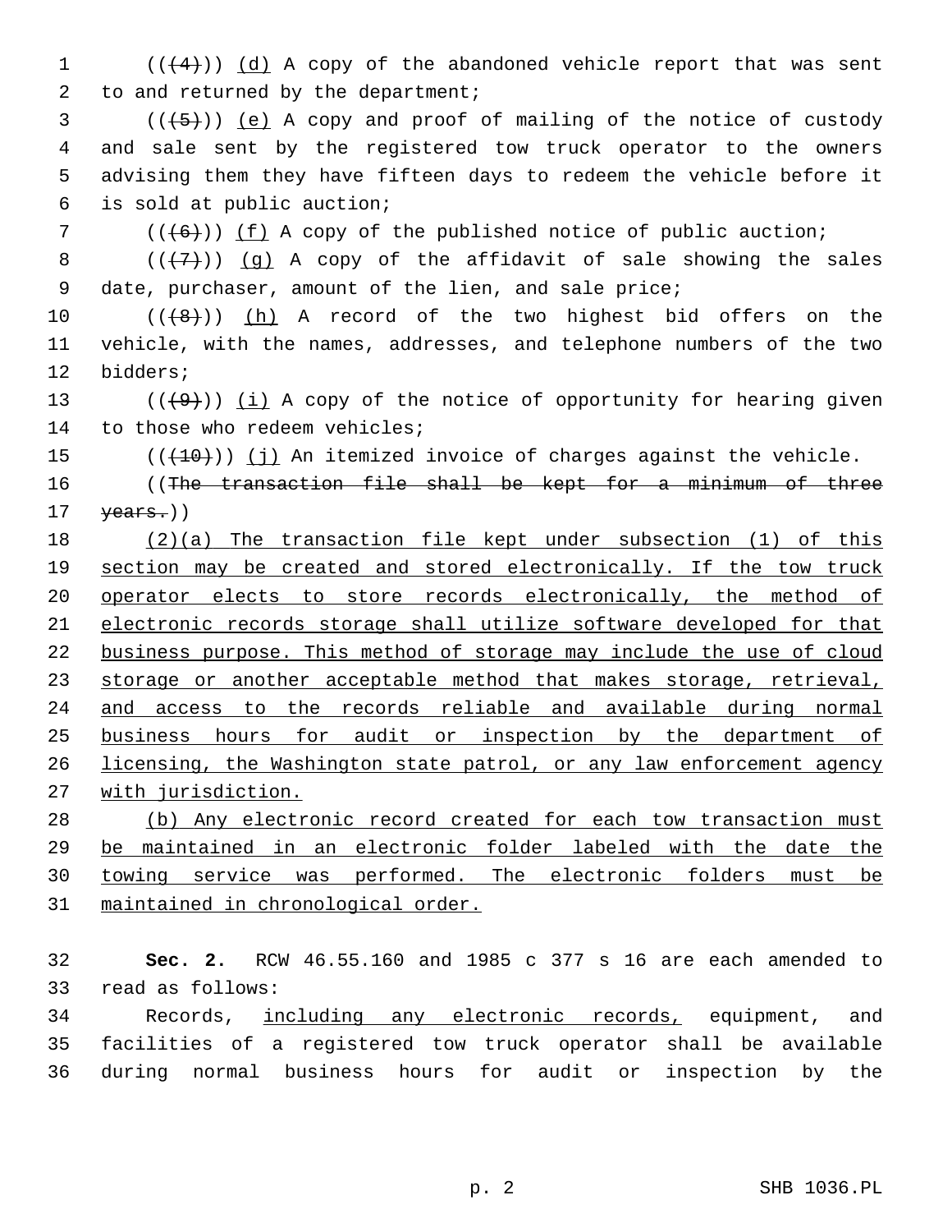((~~(4)~~)) <u>(d)</u> A copy of the abandoned vehicle report that was sent to and returned by the department;

((~~(5)~~)) <u>(e)</u> A copy and proof of mailing of the notice of custody and sale sent by the registered tow truck operator to the owners advising them they have fifteen days to redeem the vehicle before it is sold at public auction;

((~~(6)~~)) <u>(f)</u> A copy of the published notice of public auction;

((~~(7)~~)) <u>(g)</u> A copy of the affidavit of sale showing the sales date, purchaser, amount of the lien, and sale price;

((~~(8)~~)) <u>(h)</u> A record of the two highest bid offers on the vehicle, with the names, addresses, and telephone numbers of the two bidders;

((~~(9)~~)) <u>(i)</u> A copy of the notice of opportunity for hearing given to those who redeem vehicles;

((~~(10)~~)) <u>(j)</u> An itemized invoice of charges against the vehicle.

((~~The transaction file shall be kept for a minimum of three years.~~))

<u>(2)(a) The transaction file kept under subsection (1) of this section may be created and stored electronically. If the tow truck operator elects to store records electronically, the method of electronic records storage shall utilize software developed for that business purpose. This method of storage may include the use of cloud storage or another acceptable method that makes storage, retrieval, and access to the records reliable and available during normal business hours for audit or inspection by the department of licensing, the Washington state patrol, or any law enforcement agency with jurisdiction.</u>

<u>(b) Any electronic record created for each tow transaction must be maintained in an electronic folder labeled with the date the towing service was performed. The electronic folders must be maintained in chronological order.</u>

**Sec. 2.** RCW 46.55.160 and 1985 c 377 s 16 are each amended to read as follows:

Records, <u>including any electronic records,</u> equipment, and facilities of a registered tow truck operator shall be available during normal business hours for audit or inspection by the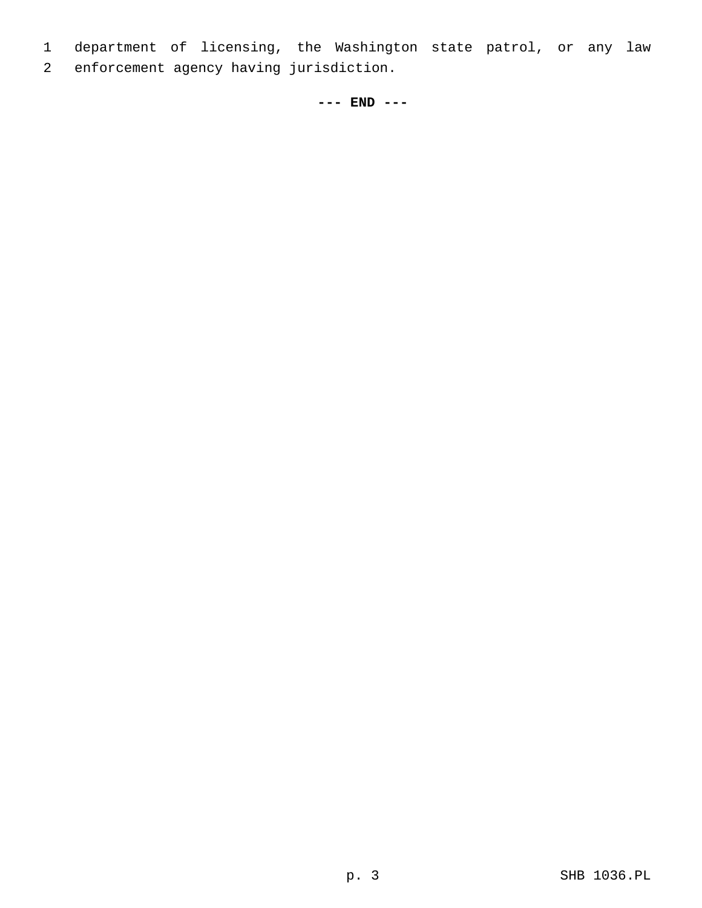department of licensing, the Washington state patrol, or any law enforcement agency having jurisdiction.

**--- END ---**